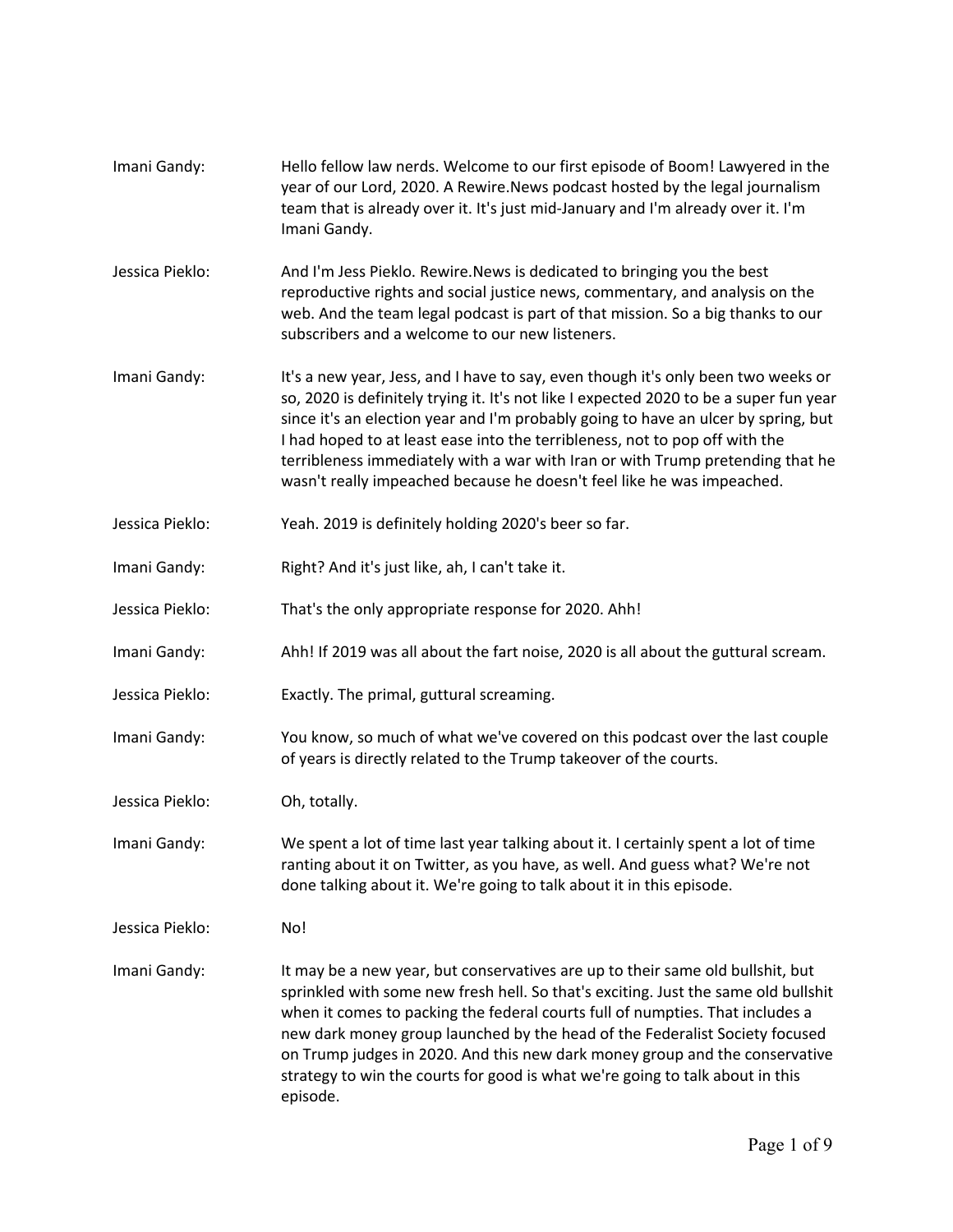**Imani Gandy:** Hello fellow law nerds. Welcome to our first episode of Boom! Lawyered in the year of our Lord, 2020. A Rewire.News podcast hosted by the legal journalism team that is already over it. It's just mid-January and I'm already over it. I'm Imani Gandy.

**Jessica Pieklo:** And I'm Jess Pieklo. Rewire.News is dedicated to bringing you the best reproductive rights and social justice news, commentary, and analysis on the web. And the team legal podcast is part of that mission. So a big thanks to our subscribers and a welcome to our new listeners.

**Imani Gandy:** It's a new year, Jess, and I have to say, even though it's only been two weeks or so, 2020 is definitely trying it. It's not like I expected 2020 to be a super fun year since it's an election year and I'm probably going to have an ulcer by spring, but I had hoped to at least ease into the terribleness, not to pop off with the terribleness immediately with a war with Iran or with Trump pretending that he wasn't really impeached because he doesn't feel like he was impeached.

**Jessica Pieklo:** Yeah. 2019 is definitely holding 2020's beer so far.

**Imani Gandy:** Right? And it's just like, ah, I can't take it.

**Jessica Pieklo:** That's the only appropriate response for 2020. Ahh!

**Imani Gandy:** Ahh! If 2019 was all about the fart noise, 2020 is all about the guttural scream.

**Jessica Pieklo:** Exactly. The primal, guttural screaming.

**Imani Gandy:** You know, so much of what we've covered on this podcast over the last couple of years is directly related to the Trump takeover of the courts.

**Jessica Pieklo:** Oh, totally.

**Imani Gandy:** We spent a lot of time last year talking about it. I certainly spent a lot of time ranting about it on Twitter, as you have, as well. And guess what? We're not done talking about it. We're going to talk about it in this episode.

**Jessica Pieklo:** No!

**Imani Gandy:** It may be a new year, but conservatives are up to their same old bullshit, but sprinkled with some new fresh hell. So that's exciting. Just the same old bullshit when it comes to packing the federal courts full of numpties. That includes a new dark money group launched by the head of the Federalist Society focused on Trump judges in 2020. And this new dark money group and the conservative strategy to win the courts for good is what we're going to talk about in this episode.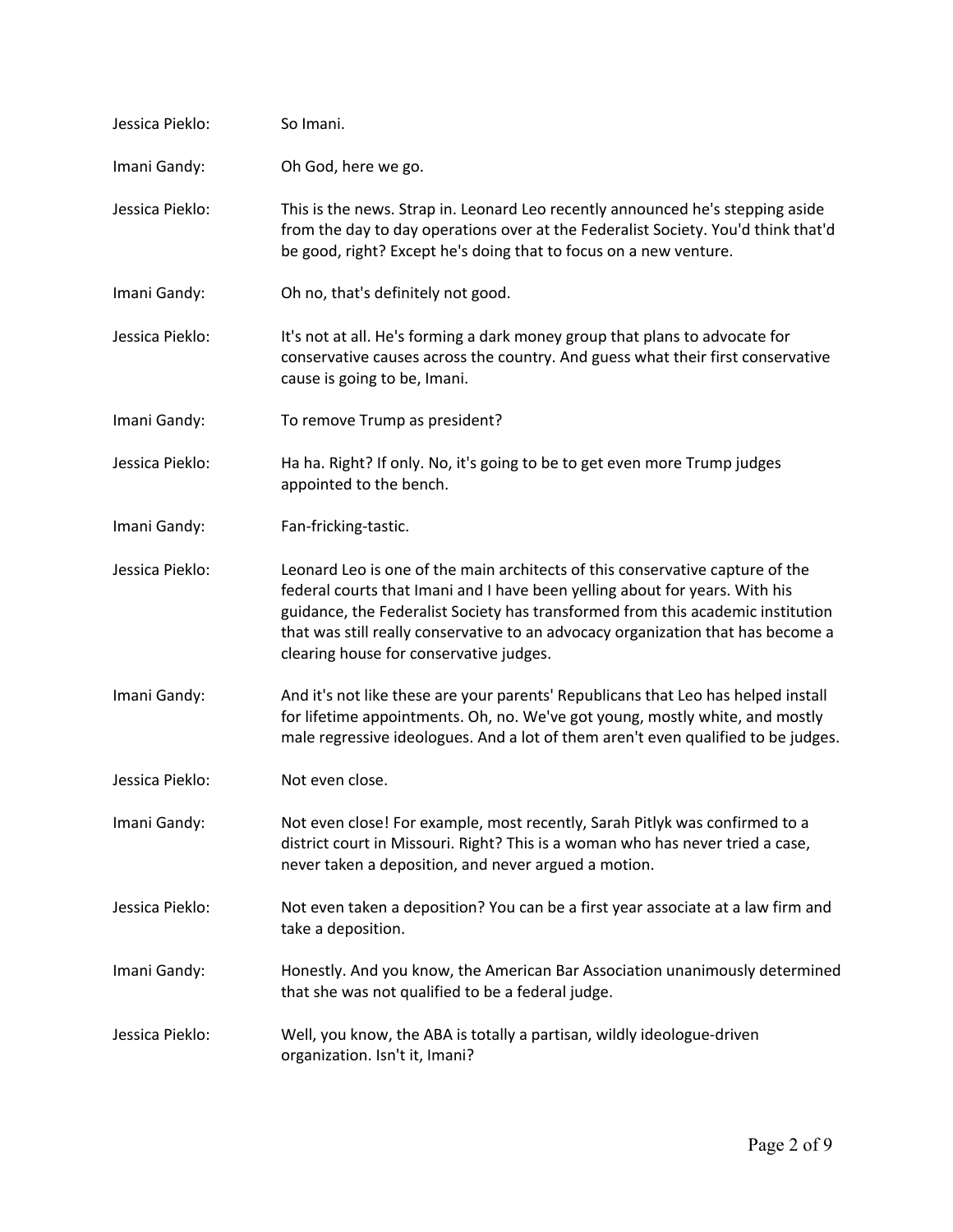**Jessica Pieklo:** So Imani.

**Imani Gandy:** Oh God, here we go.

**Jessica Pieklo:** This is the news. Strap in. Leonard Leo recently announced he's stepping aside from the day to day operations over at the Federalist Society. You'd think that'd be good, right? Except he's doing that to focus on a new venture.

**Imani Gandy:** Oh no, that's definitely not good.

**Jessica Pieklo:** It's not at all. He's forming a dark money group that plans to advocate for conservative causes across the country. And guess what their first conservative cause is going to be, Imani.

**Imani Gandy:** To remove Trump as president?

**Jessica Pieklo:** Ha ha. Right? If only. No, it's going to be to get even more Trump judges appointed to the bench.

**Imani Gandy:** Fan-fricking-tastic.

**Jessica Pieklo:** Leonard Leo is one of the main architects of this conservative capture of the federal courts that Imani and I have been yelling about for years. With his guidance, the Federalist Society has transformed from this academic institution that was still really conservative to an advocacy organization that has become a clearing house for conservative judges.

**Imani Gandy:** And it's not like these are your parents' Republicans that Leo has helped install for lifetime appointments. Oh, no. We've got young, mostly white, and mostly male regressive ideologues. And a lot of them aren't even qualified to be judges.

**Jessica Pieklo:** Not even close.

**Imani Gandy:** Not even close! For example, most recently, Sarah Pitlyk was confirmed to a district court in Missouri. Right? This is a woman who has never tried a case, never taken a deposition, and never argued a motion.

**Jessica Pieklo:** Not even taken a deposition? You can be a first year associate at a law firm and take a deposition.

**Imani Gandy:** Honestly. And you know, the American Bar Association unanimously determined that she was not qualified to be a federal judge.

**Jessica Pieklo:** Well, you know, the ABA is totally a partisan, wildly ideologue-driven organization. Isn't it, Imani?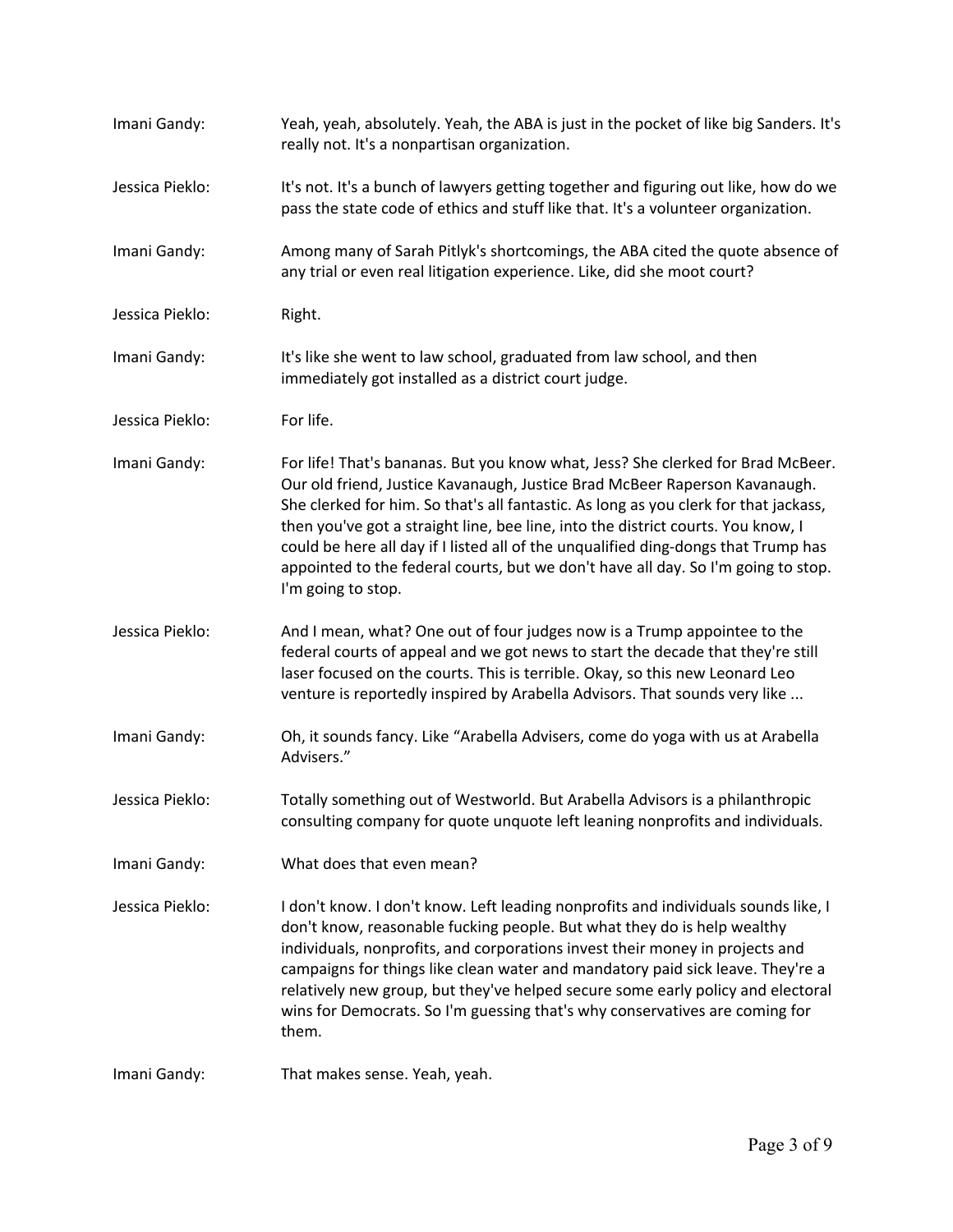**Imani Gandy:** Yeah, yeah, absolutely. Yeah, the ABA is just in the pocket of like big Sanders. It's really not. It's a nonpartisan organization.

**Jessica Pieklo:** It's not. It's a bunch of lawyers getting together and figuring out like, how do we pass the state code of ethics and stuff like that. It's a volunteer organization.

**Imani Gandy:** Among many of Sarah Pitlyk's shortcomings, the ABA cited the quote absence of any trial or even real litigation experience. Like, did she moot court?

**Jessica Pieklo:** Right.

**Imani Gandy:** It's like she went to law school, graduated from law school, and then immediately got installed as a district court judge.

**Jessica Pieklo:** For life.

**Imani Gandy:** For life! That's bananas. But you know what, Jess? She clerked for Brad McBeer. Our old friend, Justice Kavanaugh, Justice Brad McBeer Raperson Kavanaugh. She clerked for him. So that's all fantastic. As long as you clerk for that jackass, then you've got a straight line, bee line, into the district courts. You know, I could be here all day if I listed all of the unqualified ding-dongs that Trump has appointed to the federal courts, but we don't have all day. So I'm going to stop. I'm going to stop.

**Jessica Pieklo:** And I mean, what? One out of four judges now is a Trump appointee to the federal courts of appeal and we got news to start the decade that they're still laser focused on the courts. This is terrible. Okay, so this new Leonard Leo venture is reportedly inspired by Arabella Advisors. That sounds very like ...

**Imani Gandy:** Oh, it sounds fancy. Like "Arabella Advisers, come do yoga with us at Arabella Advisers."

**Jessica Pieklo:** Totally something out of Westworld. But Arabella Advisors is a philanthropic consulting company for quote unquote left leaning nonprofits and individuals.

**Imani Gandy:** What does that even mean?

**Jessica Pieklo:** I don't know. I don't know. Left leading nonprofits and individuals sounds like, I don't know, reasonable fucking people. But what they do is help wealthy individuals, nonprofits, and corporations invest their money in projects and campaigns for things like clean water and mandatory paid sick leave. They're a relatively new group, but they've helped secure some early policy and electoral wins for Democrats. So I'm guessing that's why conservatives are coming for them.

**Imani Gandy:** That makes sense. Yeah, yeah.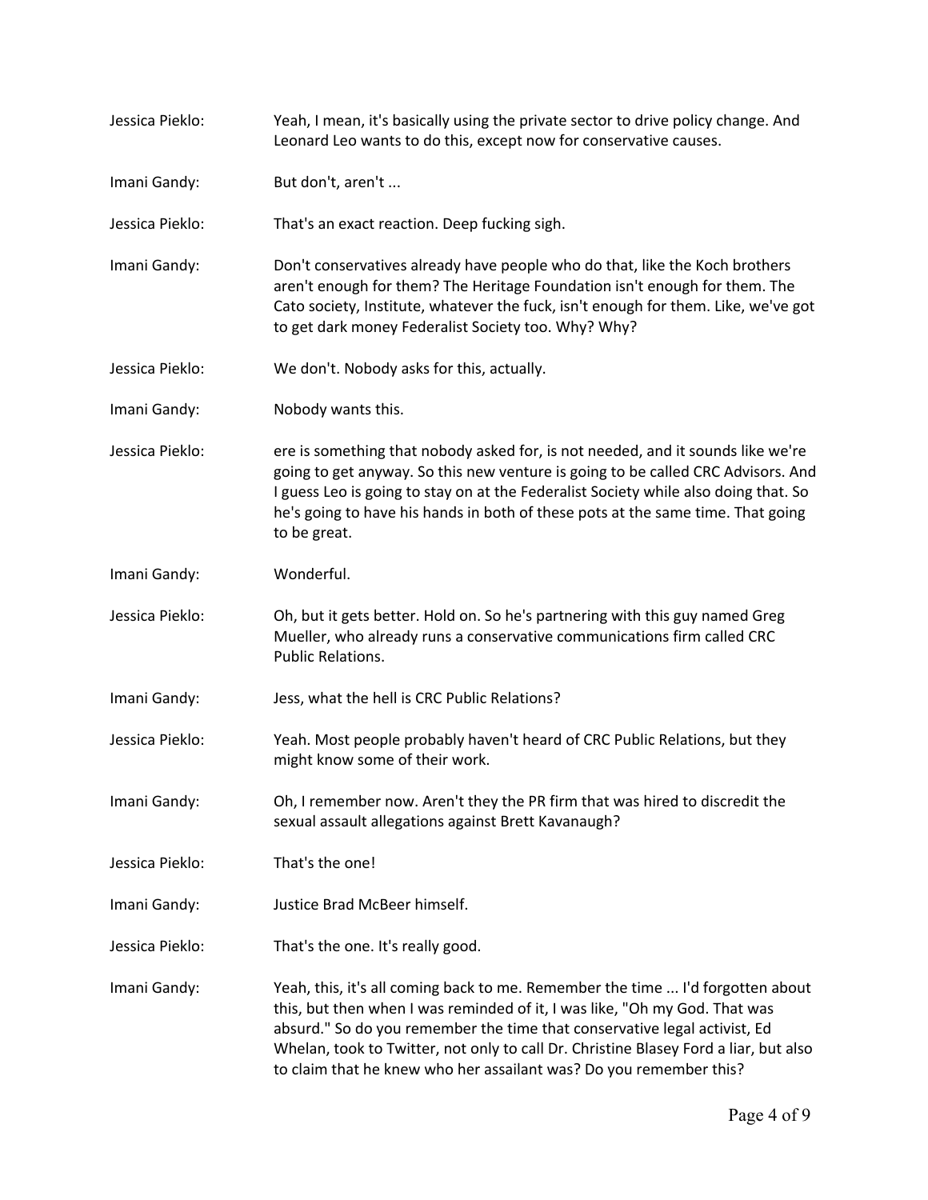Jessica Pieklo: Yeah, I mean, it's basically using the private sector to drive policy change. And Leonard Leo wants to do this, except now for conservative causes.

Imani Gandy: But don't, aren't ...

Jessica Pieklo: That's an exact reaction. Deep fucking sigh.

Imani Gandy: Don't conservatives already have people who do that, like the Koch brothers aren't enough for them? The Heritage Foundation isn't enough for them. The Cato society, Institute, whatever the fuck, isn't enough for them. Like, we've got to get dark money Federalist Society too. Why? Why?

Jessica Pieklo: We don't. Nobody asks for this, actually.

Imani Gandy: Nobody wants this.

Jessica Pieklo: ere is something that nobody asked for, is not needed, and it sounds like we're going to get anyway. So this new venture is going to be called CRC Advisors. And I guess Leo is going to stay on at the Federalist Society while also doing that. So he's going to have his hands in both of these pots at the same time. That going to be great.

Imani Gandy: Wonderful.

Jessica Pieklo: Oh, but it gets better. Hold on. So he's partnering with this guy named Greg Mueller, who already runs a conservative communications firm called CRC Public Relations.

Imani Gandy: Jess, what the hell is CRC Public Relations?

Jessica Pieklo: Yeah. Most people probably haven't heard of CRC Public Relations, but they might know some of their work.

Imani Gandy: Oh, I remember now. Aren't they the PR firm that was hired to discredit the sexual assault allegations against Brett Kavanaugh?

Jessica Pieklo: That's the one!

Imani Gandy: Justice Brad McBeer himself.

Jessica Pieklo: That's the one. It's really good.

Imani Gandy: Yeah, this, it's all coming back to me. Remember the time ... I'd forgotten about this, but then when I was reminded of it, I was like, "Oh my God. That was absurd." So do you remember the time that conservative legal activist, Ed Whelan, took to Twitter, not only to call Dr. Christine Blasey Ford a liar, but also to claim that he knew who her assailant was? Do you remember this?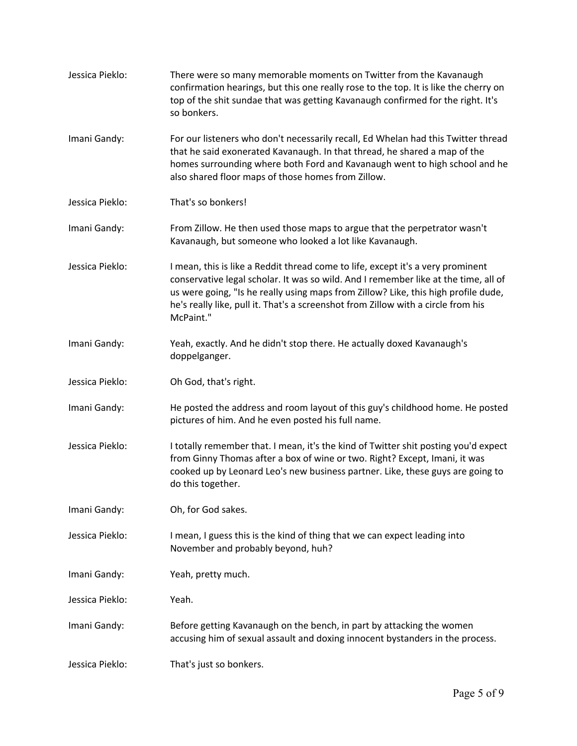Jessica Pieklo: There were so many memorable moments on Twitter from the Kavanaugh confirmation hearings, but this one really rose to the top. It is like the cherry on top of the shit sundae that was getting Kavanaugh confirmed for the right. It's so bonkers.

Imani Gandy: For our listeners who don't necessarily recall, Ed Whelan had this Twitter thread that he said exonerated Kavanaugh. In that thread, he shared a map of the homes surrounding where both Ford and Kavanaugh went to high school and he also shared floor maps of those homes from Zillow.

Jessica Pieklo: That's so bonkers!

Imani Gandy: From Zillow. He then used those maps to argue that the perpetrator wasn't Kavanaugh, but someone who looked a lot like Kavanaugh.

Jessica Pieklo: I mean, this is like a Reddit thread come to life, except it's a very prominent conservative legal scholar. It was so wild. And I remember like at the time, all of us were going, "Is he really using maps from Zillow? Like, this high profile dude, he's really like, pull it. That's a screenshot from Zillow with a circle from his McPaint."

Imani Gandy: Yeah, exactly. And he didn't stop there. He actually doxed Kavanaugh's doppelganger.

Jessica Pieklo: Oh God, that's right.

Imani Gandy: He posted the address and room layout of this guy's childhood home. He posted pictures of him. And he even posted his full name.

Jessica Pieklo: I totally remember that. I mean, it's the kind of Twitter shit posting you'd expect from Ginny Thomas after a box of wine or two. Right? Except, Imani, it was cooked up by Leonard Leo's new business partner. Like, these guys are going to do this together.

Imani Gandy: Oh, for God sakes.

Jessica Pieklo: I mean, I guess this is the kind of thing that we can expect leading into November and probably beyond, huh?

Imani Gandy: Yeah, pretty much.

Jessica Pieklo: Yeah.

Imani Gandy: Before getting Kavanaugh on the bench, in part by attacking the women accusing him of sexual assault and doxing innocent bystanders in the process.

Jessica Pieklo: That's just so bonkers.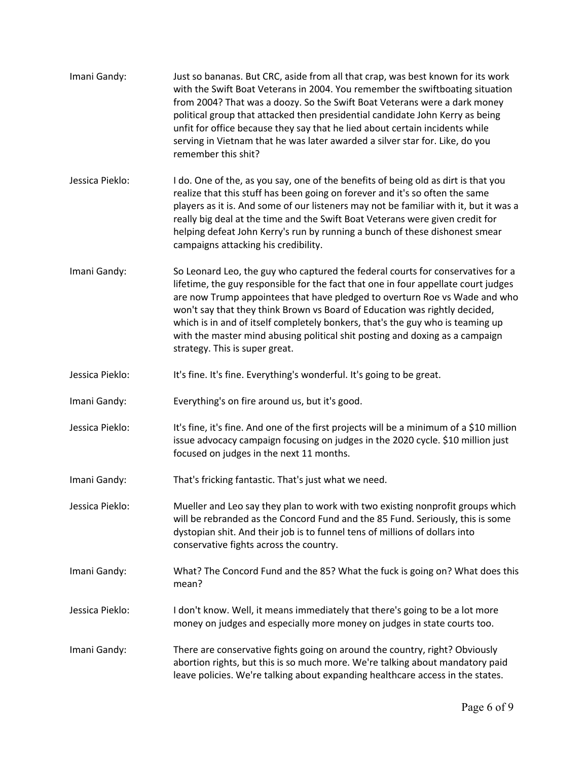Imani Gandy: Just so bananas. But CRC, aside from all that crap, was best known for its work with the Swift Boat Veterans in 2004. You remember the swiftboating situation from 2004? That was a doozy. So the Swift Boat Veterans were a dark money political group that attacked then presidential candidate John Kerry as being unfit for office because they say that he lied about certain incidents while serving in Vietnam that he was later awarded a silver star for. Like, do you remember this shit?

Jessica Pieklo: I do. One of the, as you say, one of the benefits of being old as dirt is that you realize that this stuff has been going on forever and it's so often the same players as it is. And some of our listeners may not be familiar with it, but it was a really big deal at the time and the Swift Boat Veterans were given credit for helping defeat John Kerry's run by running a bunch of these dishonest smear campaigns attacking his credibility.

Imani Gandy: So Leonard Leo, the guy who captured the federal courts for conservatives for a lifetime, the guy responsible for the fact that one in four appellate court judges are now Trump appointees that have pledged to overturn Roe vs Wade and who won't say that they think Brown vs Board of Education was rightly decided, which is in and of itself completely bonkers, that's the guy who is teaming up with the master mind abusing political shit posting and doxing as a campaign strategy. This is super great.

Jessica Pieklo: It's fine. It's fine. Everything's wonderful. It's going to be great.

Imani Gandy: Everything's on fire around us, but it's good.

Jessica Pieklo: It's fine, it's fine. And one of the first projects will be a minimum of a $10 million issue advocacy campaign focusing on judges in the 2020 cycle. $10 million just focused on judges in the next 11 months.

Imani Gandy: That's fricking fantastic. That's just what we need.

Jessica Pieklo: Mueller and Leo say they plan to work with two existing nonprofit groups which will be rebranded as the Concord Fund and the 85 Fund. Seriously, this is some dystopian shit. And their job is to funnel tens of millions of dollars into conservative fights across the country.

Imani Gandy: What? The Concord Fund and the 85? What the fuck is going on? What does this mean?

Jessica Pieklo: I don't know. Well, it means immediately that there's going to be a lot more money on judges and especially more money on judges in state courts too.

Imani Gandy: There are conservative fights going on around the country, right? Obviously abortion rights, but this is so much more. We're talking about mandatory paid leave policies. We're talking about expanding healthcare access in the states.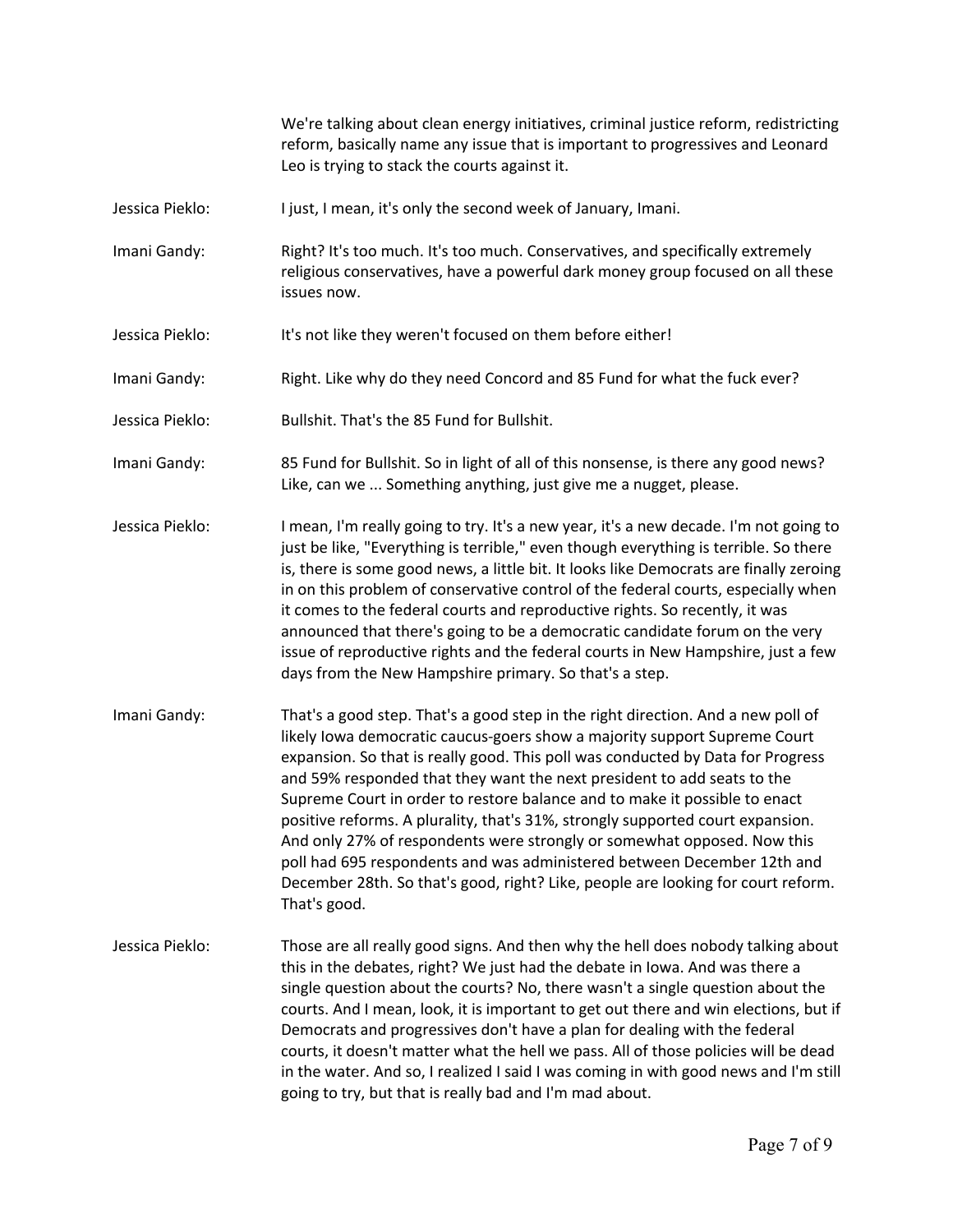We're talking about clean energy initiatives, criminal justice reform, redistricting reform, basically name any issue that is important to progressives and Leonard Leo is trying to stack the courts against it.

**Jessica Pieklo:** I just, I mean, it's only the second week of January, Imani.

**Imani Gandy:** Right? It's too much. It's too much. Conservatives, and specifically extremely religious conservatives, have a powerful dark money group focused on all these issues now.

**Jessica Pieklo:** It's not like they weren't focused on them before either!

**Imani Gandy:** Right. Like why do they need Concord and 85 Fund for what the fuck ever?

**Jessica Pieklo:** Bullshit. That's the 85 Fund for Bullshit.

**Imani Gandy:** 85 Fund for Bullshit. So in light of all of this nonsense, is there any good news? Like, can we ... Something anything, just give me a nugget, please.

**Jessica Pieklo:** I mean, I'm really going to try. It's a new year, it's a new decade. I'm not going to just be like, "Everything is terrible," even though everything is terrible. So there is, there is some good news, a little bit. It looks like Democrats are finally zeroing in on this problem of conservative control of the federal courts, especially when it comes to the federal courts and reproductive rights. So recently, it was announced that there's going to be a democratic candidate forum on the very issue of reproductive rights and the federal courts in New Hampshire, just a few days from the New Hampshire primary. So that's a step.

**Imani Gandy:** That's a good step. That's a good step in the right direction. And a new poll of likely Iowa democratic caucus-goers show a majority support Supreme Court expansion. So that is really good. This poll was conducted by Data for Progress and 59% responded that they want the next president to add seats to the Supreme Court in order to restore balance and to make it possible to enact positive reforms. A plurality, that's 31%, strongly supported court expansion. And only 27% of respondents were strongly or somewhat opposed. Now this poll had 695 respondents and was administered between December 12th and December 28th. So that's good, right? Like, people are looking for court reform. That's good.

**Jessica Pieklo:** Those are all really good signs. And then why the hell does nobody talking about this in the debates, right? We just had the debate in Iowa. And was there a single question about the courts? No, there wasn't a single question about the courts. And I mean, look, it is important to get out there and win elections, but if Democrats and progressives don't have a plan for dealing with the federal courts, it doesn't matter what the hell we pass. All of those policies will be dead in the water. And so, I realized I said I was coming in with good news and I'm still going to try, but that is really bad and I'm mad about.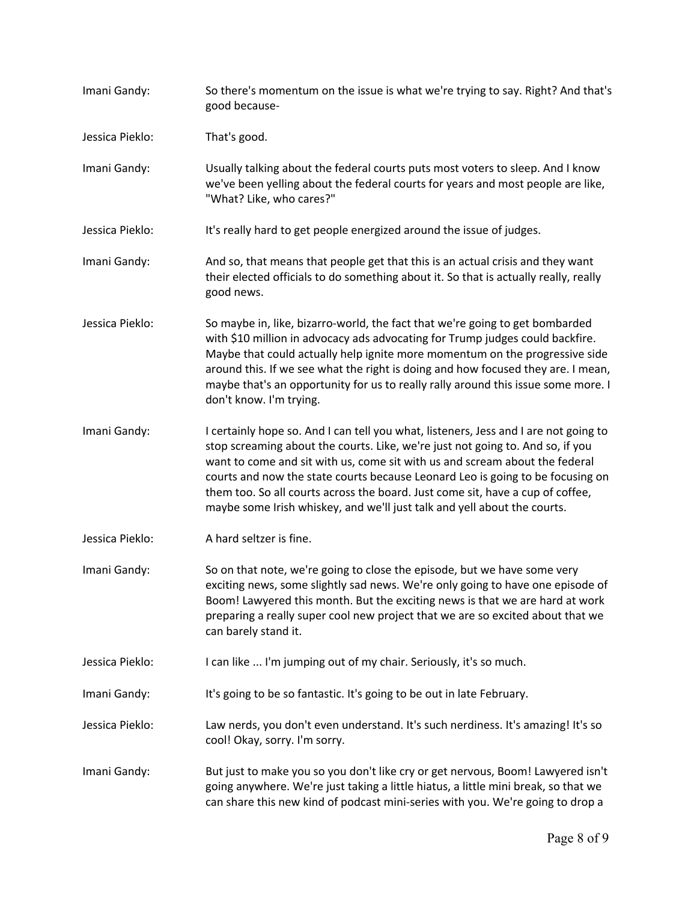**Imani Gandy:** So there's momentum on the issue is what we're trying to say. Right? And that's good because-

**Jessica Pieklo:** That's good.

**Imani Gandy:** Usually talking about the federal courts puts most voters to sleep. And I know we've been yelling about the federal courts for years and most people are like, "What? Like, who cares?"

**Jessica Pieklo:** It's really hard to get people energized around the issue of judges.

**Imani Gandy:** And so, that means that people get that this is an actual crisis and they want their elected officials to do something about it. So that is actually really, really good news.

**Jessica Pieklo:** So maybe in, like, bizarro-world, the fact that we're going to get bombarded with $10 million in advocacy ads advocating for Trump judges could backfire. Maybe that could actually help ignite more momentum on the progressive side around this. If we see what the right is doing and how focused they are. I mean, maybe that's an opportunity for us to really rally around this issue some more. I don't know. I'm trying.

**Imani Gandy:** I certainly hope so. And I can tell you what, listeners, Jess and I are not going to stop screaming about the courts. Like, we're just not going to. And so, if you want to come and sit with us, come sit with us and scream about the federal courts and now the state courts because Leonard Leo is going to be focusing on them too. So all courts across the board. Just come sit, have a cup of coffee, maybe some Irish whiskey, and we'll just talk and yell about the courts.

**Jessica Pieklo:** A hard seltzer is fine.

**Imani Gandy:** So on that note, we're going to close the episode, but we have some very exciting news, some slightly sad news. We're only going to have one episode of Boom! Lawyered this month. But the exciting news is that we are hard at work preparing a really super cool new project that we are so excited about that we can barely stand it.

**Jessica Pieklo:** I can like ... I'm jumping out of my chair. Seriously, it's so much.

**Imani Gandy:** It's going to be so fantastic. It's going to be out in late February.

**Jessica Pieklo:** Law nerds, you don't even understand. It's such nerdiness. It's amazing! It's so cool! Okay, sorry. I'm sorry.

**Imani Gandy:** But just to make you so you don't like cry or get nervous, Boom! Lawyered isn't going anywhere. We're just taking a little hiatus, a little mini break, so that we can share this new kind of podcast mini-series with you. We're going to drop a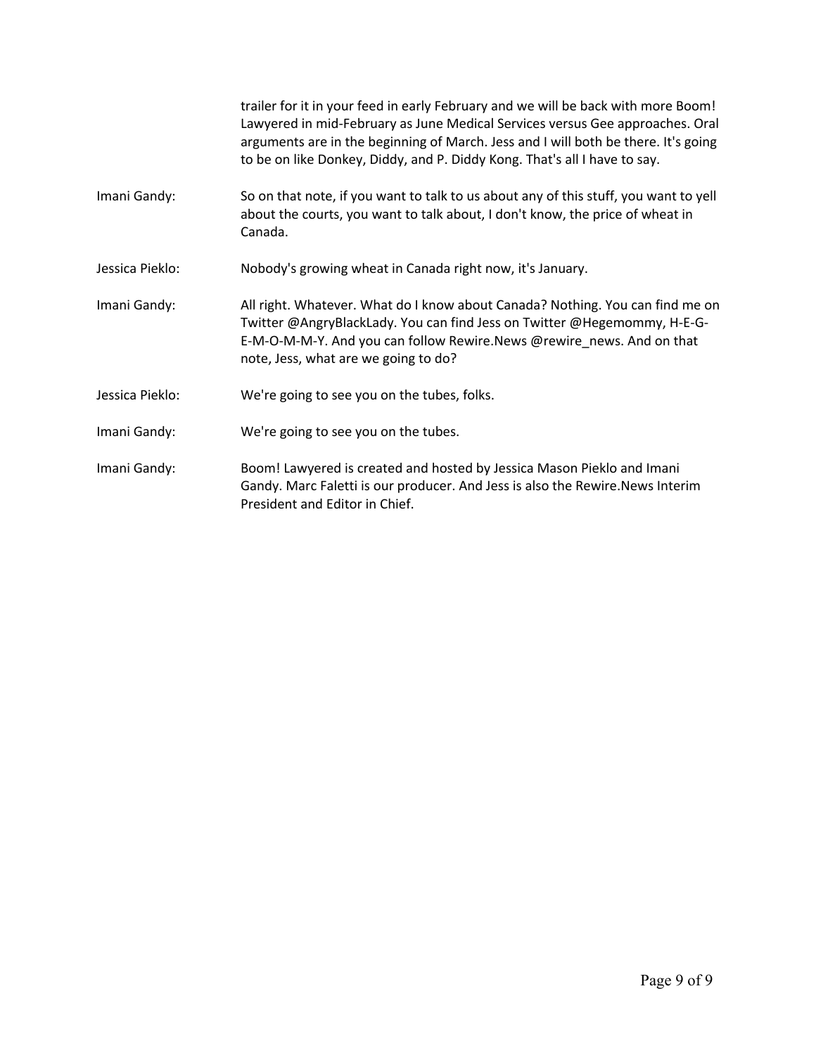trailer for it in your feed in early February and we will be back with more Boom! Lawyered in mid-February as June Medical Services versus Gee approaches. Oral arguments are in the beginning of March. Jess and I will both be there. It's going to be on like Donkey, Diddy, and P. Diddy Kong. That's all I have to say.

Imani Gandy: So on that note, if you want to talk to us about any of this stuff, you want to yell about the courts, you want to talk about, I don't know, the price of wheat in Canada.

Jessica Pieklo: Nobody's growing wheat in Canada right now, it's January.

Imani Gandy: All right. Whatever. What do I know about Canada? Nothing. You can find me on Twitter @AngryBlackLady. You can find Jess on Twitter @Hegemommy, H-E-G-E-M-O-M-M-Y. And you can follow Rewire.News @rewire_news. And on that note, Jess, what are we going to do?

Jessica Pieklo: We're going to see you on the tubes, folks.

Imani Gandy: We're going to see you on the tubes.

Imani Gandy: Boom! Lawyered is created and hosted by Jessica Mason Pieklo and Imani Gandy. Marc Faletti is our producer. And Jess is also the Rewire.News Interim President and Editor in Chief.